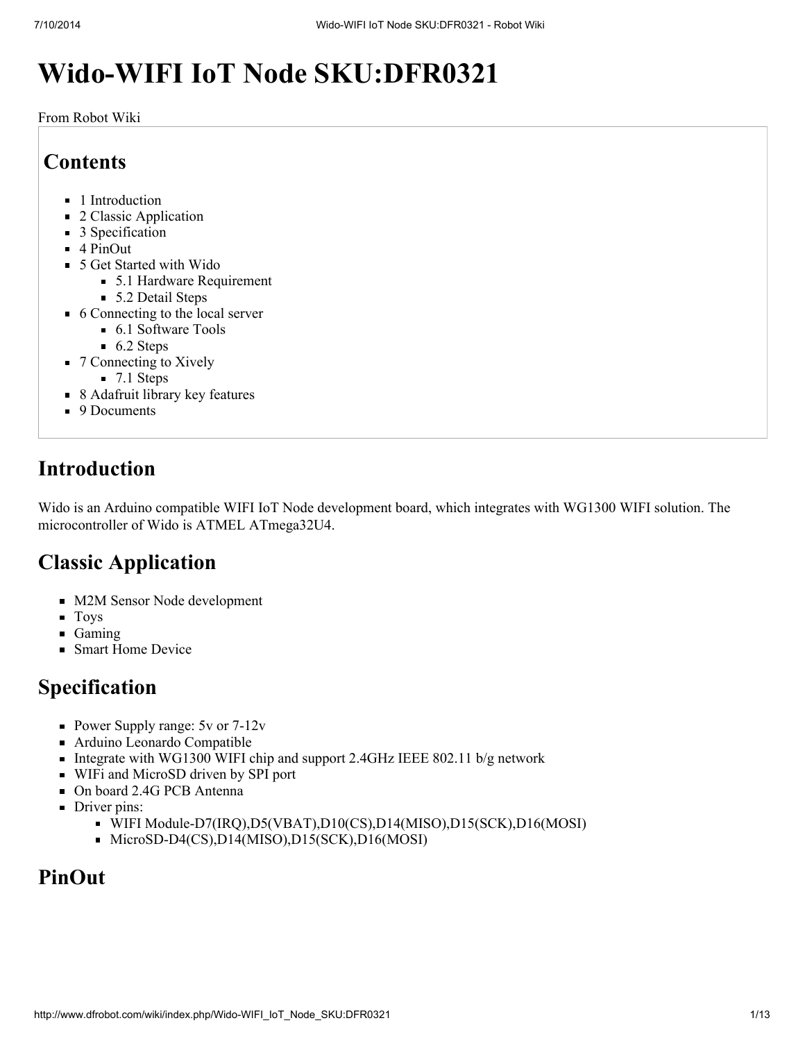# Wido-WIFI IoT Node SKU:DFR0321

From Robot Wiki

## Contents

- 1 Introduction
- 2 Classic Application
- 3 Specification
- 4 PinOut
- 5 Get Started with Wido
  - 5.1 Hardware Requirement
  - 5.2 Detail Steps
- 6 Connecting to the local server
  - 6.1 Software Tools
  - 6.2 Steps
- 7 Connecting to Xively
  - 7.1 Steps
- 8 Adafruit library key features
- 9 Documents

## Introduction

Wido is an Arduino compatible WIFI IoT Node development board, which integrates with WG1300 WIFI solution. The microcontroller of Wido is ATMEL ATmega32U4.

## Classic Application

- M2M Sensor Node development
- Toys
- Gaming
- Smart Home Device

## Specification

- Power Supply range: 5v or 7-12v
- Arduino Leonardo Compatible
- Integrate with WG1300 WIFI chip and support 2.4GHz IEEE 802.11 b/g network
- WIFi and MicroSD driven by SPI port
- On board 2.4G PCB Antenna
- Driver pins:
  - WIFI Module-D7(IRQ),D5(VBAT),D10(CS),D14(MISO),D15(SCK),D16(MOSI)
  - MicroSD-D4(CS),D14(MISO),D15(SCK),D16(MOSI)

## PinOut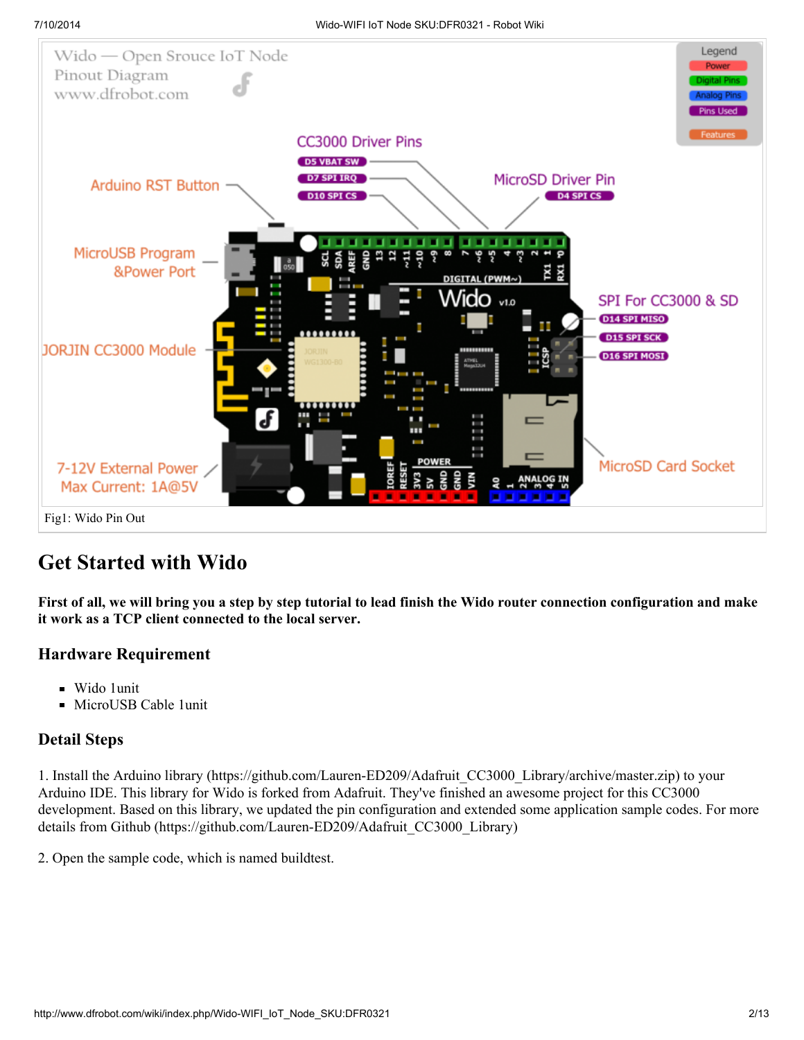Fig1: Wido Pin Out

## Get Started with Wido

**First of all, we will bring you a step by step tutorial to lead finish the Wido router connection configuration and make it work as a TCP client connected to the local server.**

### Hardware Requirement

- Wido 1unit
- MicroUSB Cable 1unit

### Detail Steps

1. Install the Arduino library (https://github.com/Lauren-ED209/Adafruit_CC3000_Library/archive/master.zip) to your Arduino IDE. This library for Wido is forked from Adafruit. They've finished an awesome project for this CC3000 development. Based on this library, we updated the pin configuration and extended some application sample codes. For more details from Github (https://github.com/Lauren-ED209/Adafruit_CC3000_Library)

2. Open the sample code, which is named buildtest.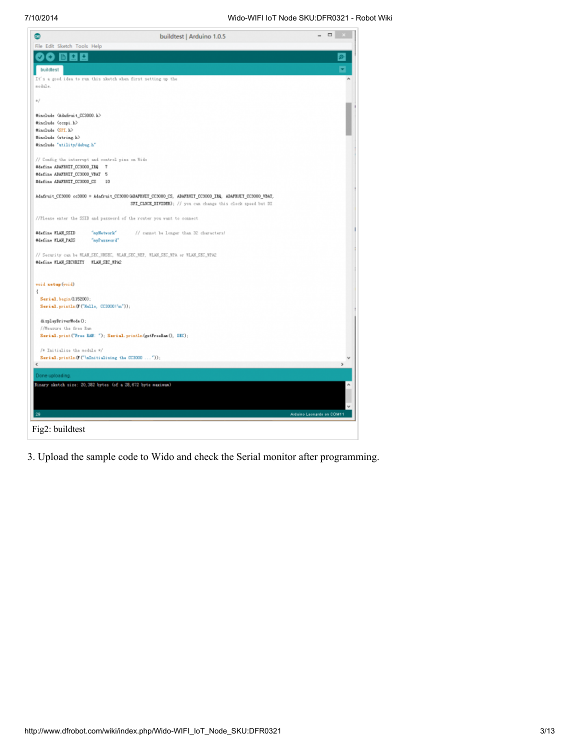```
It's a good idea to run this sketch when first setting up the
module.

*/

#include <Adafruit_CC3000.h>
#include <ccspi.h>
#include <SPI.h>
#include <string.h>
#include "utility/debug.h"

// Config the interrupt and control pins on Wido
#define ADAFRUIT_CC3000_IRQ   7
#define ADAFRUIT_CC3000_VBAT  5
#define ADAFRUIT_CC3000_CS    10

Adafruit_CC3000 cc3000 = Adafruit_CC3000(ADAFRUIT_CC3000_CS, ADAFRUIT_CC3000_IRQ, ADAFRUIT_CC3000_VBAT,
                                         SPI_CLOCK_DIVIDER); // you can change this clock speed but DI

//Please enter the SSID and password of the router you want to connect

#define WLAN_SSID       "myNetwork"        // cannot be longer than 32 characters!
#define WLAN_PASS       "myPassword"

// Security can be WLAN_SEC_UNSEC, WLAN_SEC_WEP, WLAN_SEC_WPA or WLAN_SEC_WPA2
#define WLAN_SECURITY   WLAN_SEC_WPA2


void setup(void)
{
  Serial.begin(115200);
  Serial.println(F("Hello, CC3000!\n"));

  displayDriverMode();
  //Measure the free Ram
  Serial.print("Free RAM: "); Serial.println(getFreeRam(), DEC);

  /* Initialize the module */
  Serial.println(F("\nInitialising the CC3000 ..."));
```

```
Done uploading.
Binary sketch size: 20,382 bytes (of a 28,672 byte maximum)
```

Fig2: buildtest

3. Upload the sample code to Wido and check the Serial monitor after programming.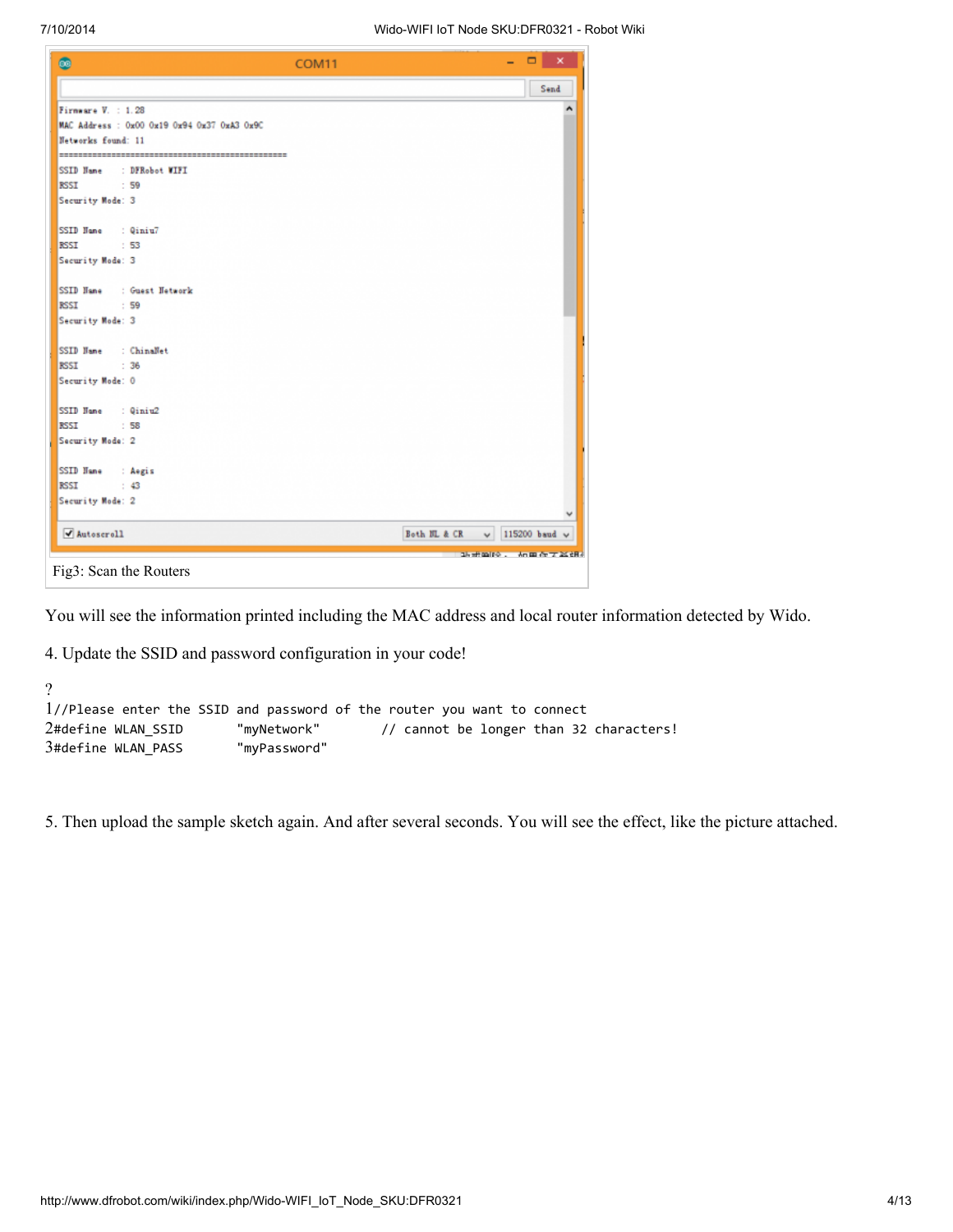Fig3: Scan the Routers

You will see the information printed including the MAC address and local router information detected by Wido.

4. Update the SSID and password configuration in your code!

```
//Please enter the SSID and password of the router you want to connect
#define WLAN_SSID       "myNetwork"        // cannot be longer than 32 characters!
#define WLAN_PASS       "myPassword"
```

5. Then upload the sample sketch again. And after several seconds. You will see the effect, like the picture attached.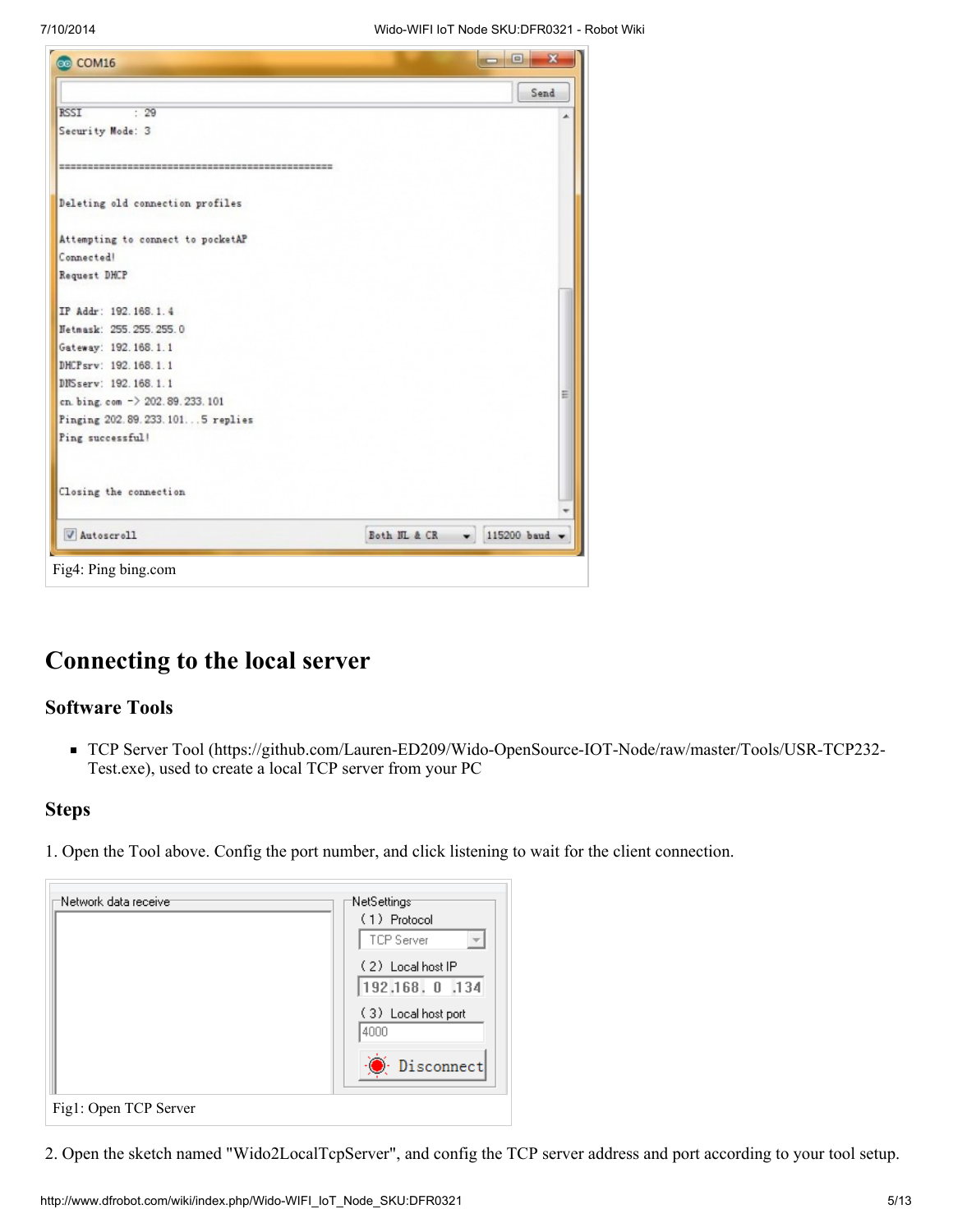Fig4: Ping bing.com

## Connecting to the local server

### Software Tools

- TCP Server Tool (https://github.com/Lauren-ED209/Wido-OpenSource-IOT-Node/raw/master/Tools/USR-TCP232-Test.exe), used to create a local TCP server from your PC

### Steps

1. Open the Tool above. Config the port number, and click listening to wait for the client connection.

Fig1: Open TCP Server

2. Open the sketch named "Wido2LocalTcpServer", and config the TCP server address and port according to your tool setup.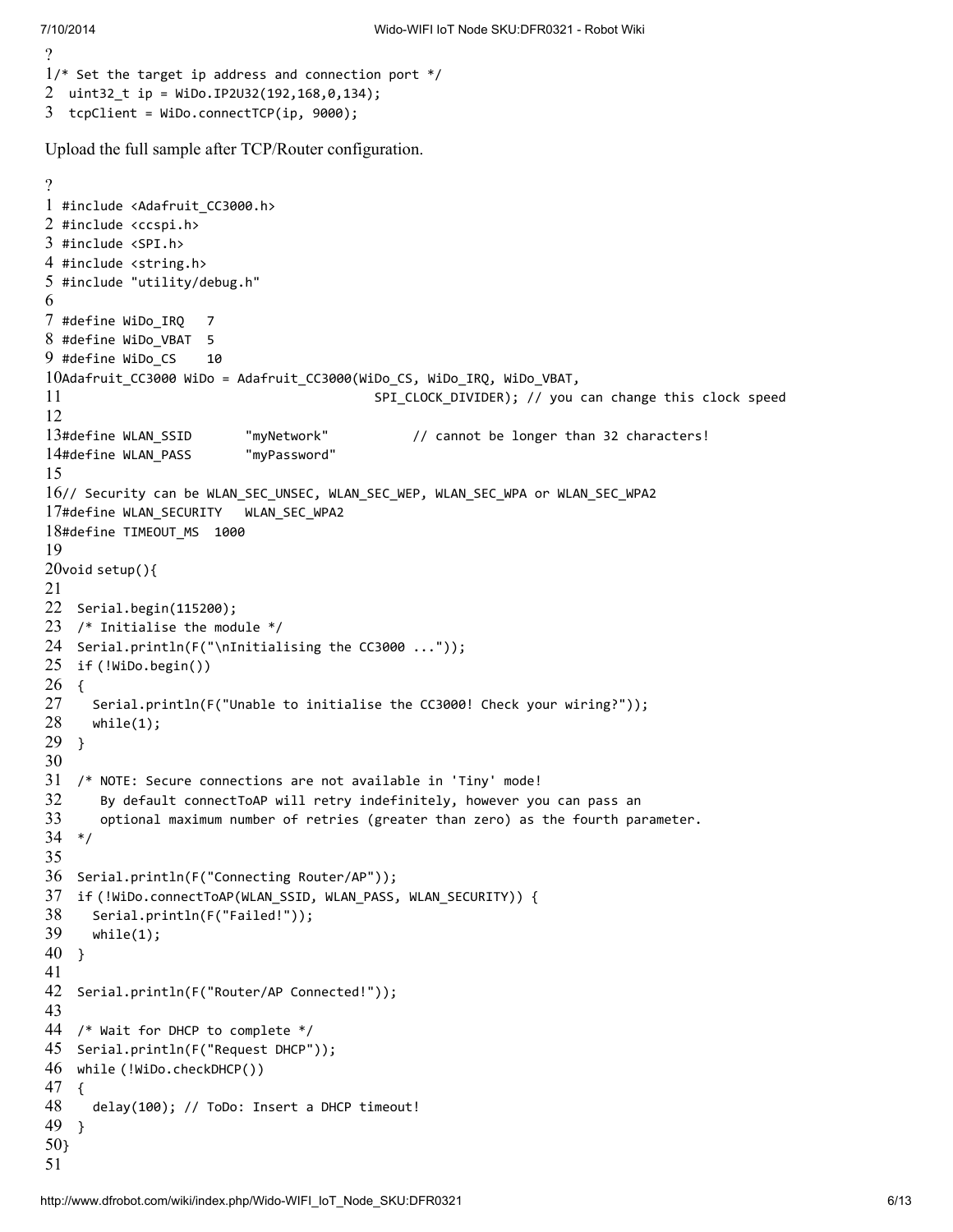```
/* Set the target ip address and connection port */
 uint32_t ip = WiDo.IP2U32(192,168,0,134);
 tcpClient = WiDo.connectTCP(ip, 9000);
```

Upload the full sample after TCP/Router configuration.

```
#include <Adafruit_CC3000.h>
#include <ccspi.h>
#include <SPI.h>
#include <string.h>
#include "utility/debug.h"

#define WiDo_IRQ   7
#define WiDo_VBAT  5
#define WiDo_CS    10
Adafruit_CC3000 WiDo = Adafruit_CC3000(WiDo_CS, WiDo_IRQ, WiDo_VBAT,
                                         SPI_CLOCK_DIVIDER); // you can change this clock speed

#define WLAN_SSID       "myNetwork"           // cannot be longer than 32 characters!
#define WLAN_PASS       "myPassword"

// Security can be WLAN_SEC_UNSEC, WLAN_SEC_WEP, WLAN_SEC_WPA or WLAN_SEC_WPA2
#define WLAN_SECURITY   WLAN_SEC_WPA2
#define TIMEOUT_MS  1000

void setup(){

  Serial.begin(115200);
  /* Initialise the module */
  Serial.println(F("\nInitialising the CC3000 ..."));
  if (!WiDo.begin())
  {
    Serial.println(F("Unable to initialise the CC3000! Check your wiring?"));
    while(1);
  }

  /* NOTE: Secure connections are not available in 'Tiny' mode!
     By default connectToAP will retry indefinitely, however you can pass an
     optional maximum number of retries (greater than zero) as the fourth parameter.
  */

  Serial.println(F("Connecting Router/AP"));
  if (!WiDo.connectToAP(WLAN_SSID, WLAN_PASS, WLAN_SECURITY)) {
    Serial.println(F("Failed!"));
    while(1);
  }

  Serial.println(F("Router/AP Connected!"));

  /* Wait for DHCP to complete */
  Serial.println(F("Request DHCP"));
  while (!WiDo.checkDHCP())
  {
    delay(100); // ToDo: Insert a DHCP timeout!
  }
}

```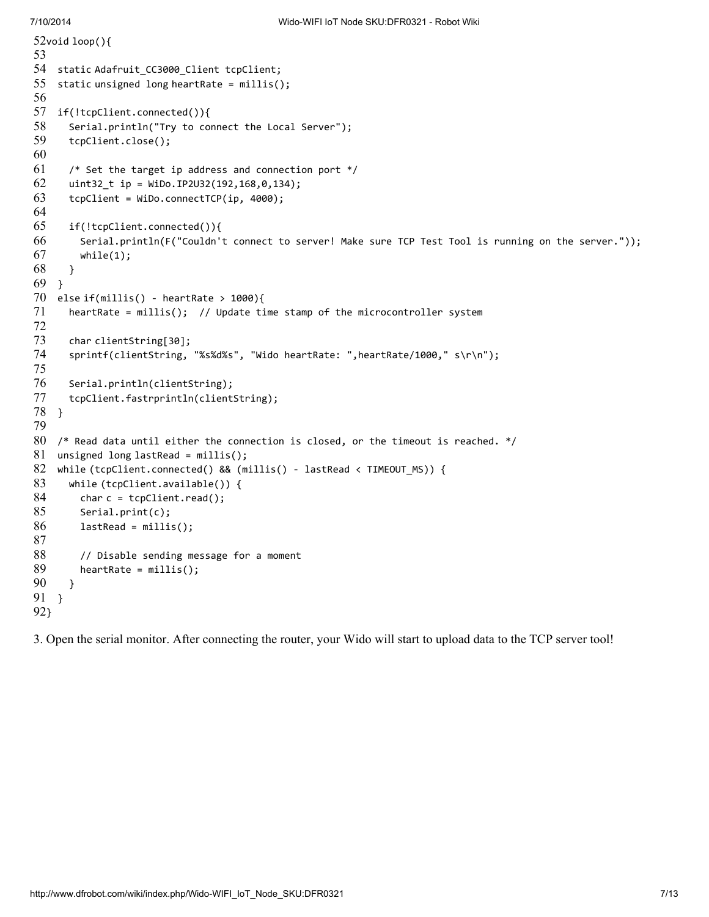```
52void loop(){
53
54  static Adafruit_CC3000_Client tcpClient;
55  static unsigned long heartRate = millis();
56
57  if(!tcpClient.connected()){
58    Serial.println("Try to connect the Local Server");
59    tcpClient.close();
60
61    /* Set the target ip address and connection port */
62    uint32_t ip = WiDo.IP2U32(192,168,0,134);
63    tcpClient = WiDo.connectTCP(ip, 4000);
64
65    if(!tcpClient.connected()){
66      Serial.println(F("Couldn't connect to server! Make sure TCP Test Tool is running on the server."));
67      while(1);
68    }
69  }
70  else if(millis() - heartRate > 1000){
71    heartRate = millis();  // Update time stamp of the microcontroller system
72
73    char clientString[30];
74    sprintf(clientString, "%s%d%s", "Wido heartRate: ",heartRate/1000," s\r\n");
75
76    Serial.println(clientString);
77    tcpClient.fastrprintln(clientString);
78  }
79
80  /* Read data until either the connection is closed, or the timeout is reached. */
81  unsigned long lastRead = millis();
82  while (tcpClient.connected() && (millis() - lastRead < TIMEOUT_MS)) {
83    while (tcpClient.available()) {
84      char c = tcpClient.read();
85      Serial.print(c);
86      lastRead = millis();
87
88      // Disable sending message for a moment
89      heartRate = millis();
90    }
91  }
92}
```

3. Open the serial monitor. After connecting the router, your Wido will start to upload data to the TCP server tool!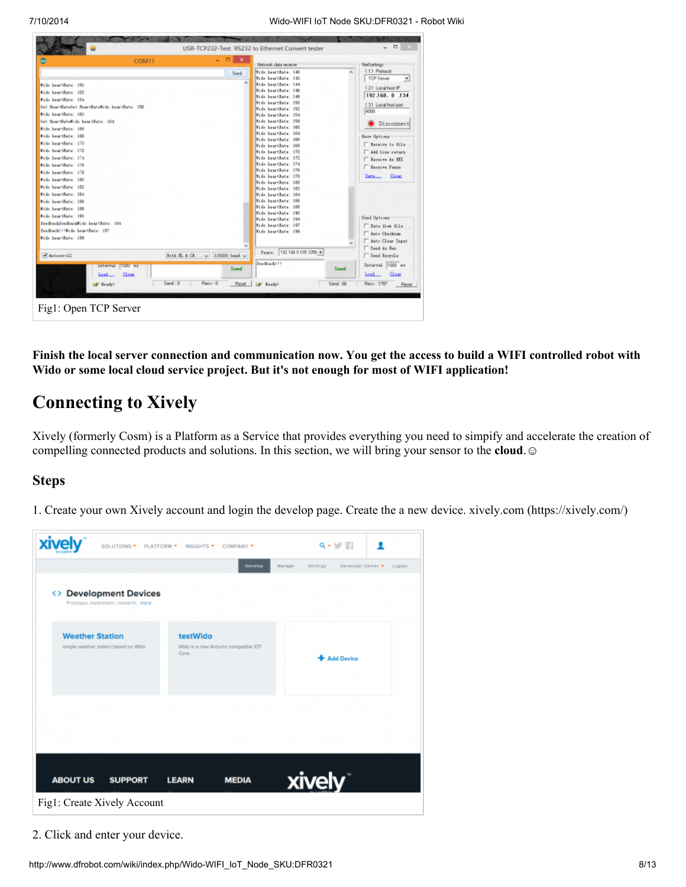Fig1: Open TCP Server

**Finish the local server connection and communication now. You get the access to build a WIFI controlled robot with Wido or some local cloud service project. But it's not enough for most of WIFI application!**

## Connecting to Xively

Xively (formerly Cosm) is a Platform as a Service that provides everything you need to simpify and accelerate the creation of compelling connected products and solutions. In this section, we will bring your sensor to the **cloud**. ☺

### Steps

1. Create your own Xively account and login the develop page. Create the a new device. xively.com (https://xively.com/)

Fig1: Create Xively Account

2. Click and enter your device.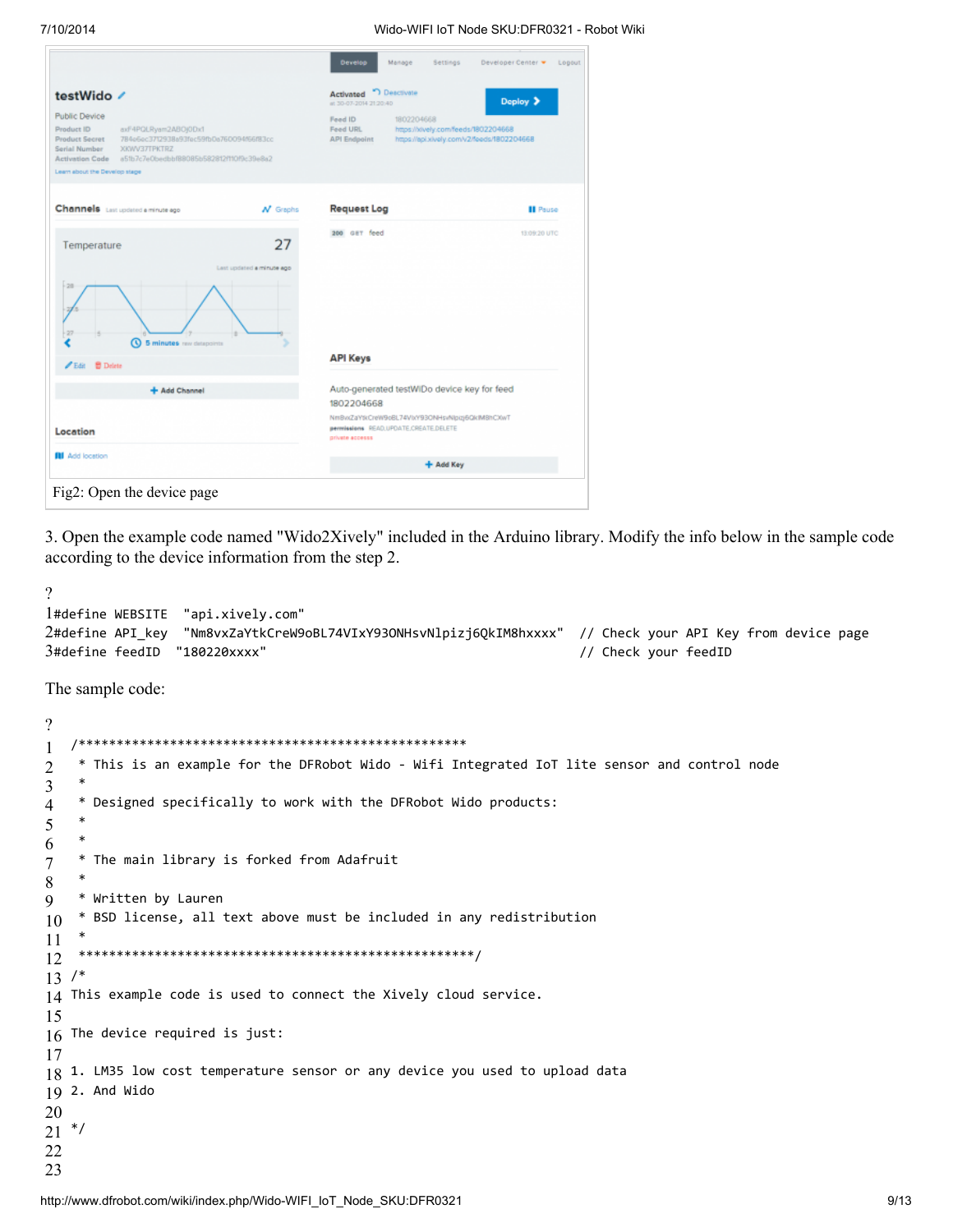Fig2: Open the device page

3. Open the example code named "Wido2Xively" included in the Arduino library. Modify the info below in the sample code according to the device information from the step 2.

```
#define WEBSITE  "api.xively.com"
#define API_key  "Nm8vxZaYtkCreW9oBL74VIxY93ONHsvNlpizj6QkIM8hxxxx"  // Check your API Key from device page
#define feedID  "180220xxxx"                                          // Check your feedID
```

The sample code:

```
/***************************************************
 * This is an example for the DFRobot Wido - Wifi Integrated IoT lite sensor and control node
 *
 * Designed specifically to work with the DFRobot Wido products:
 *
 *
 * The main library is forked from Adafruit
 *
 * Written by Lauren
 * BSD license, all text above must be included in any redistribution
 *
 ****************************************************/
/*
This example code is used to connect the Xively cloud service.

The device required is just:

1. LM35 low cost temperature sensor or any device you used to upload data
2. And Wido

*/


```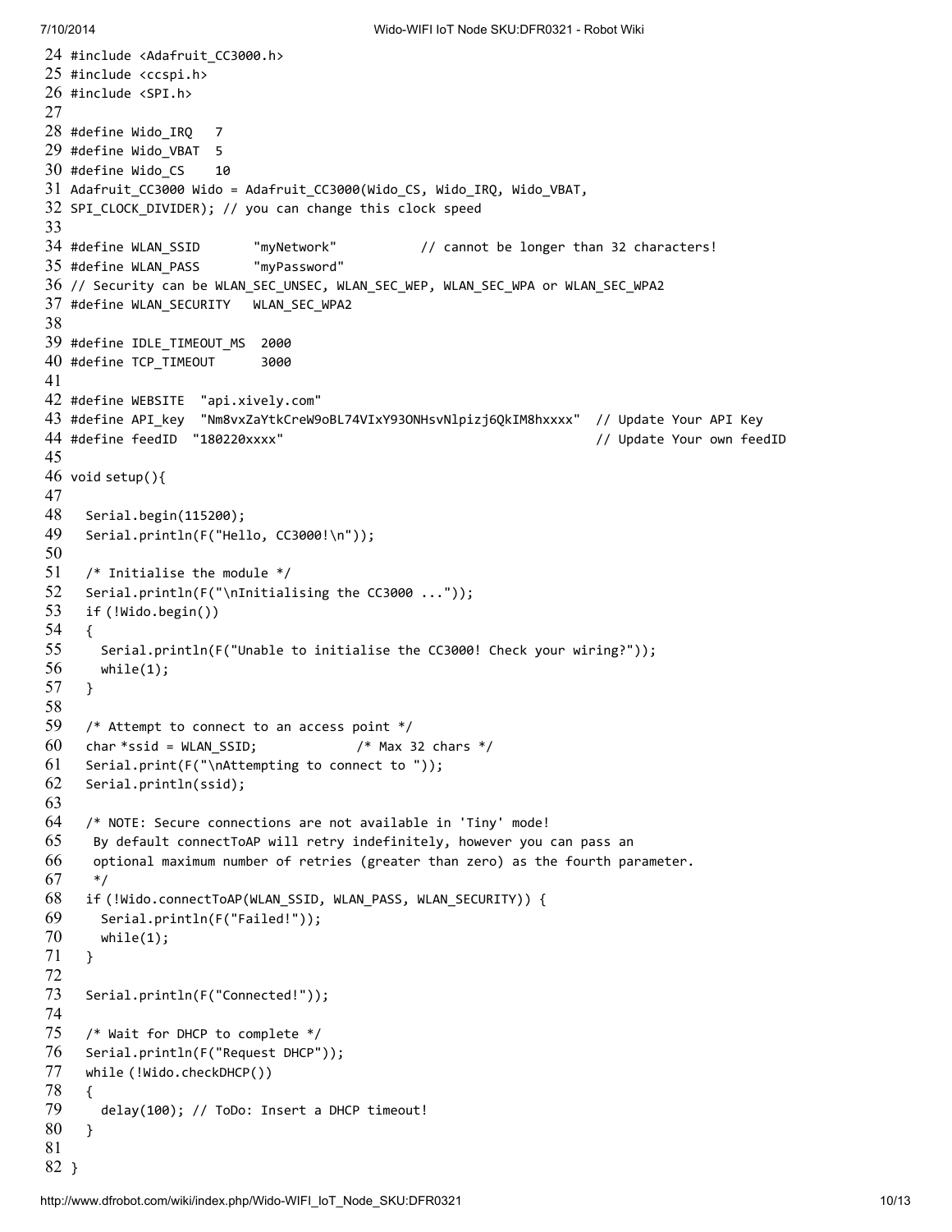```
24 #include <Adafruit_CC3000.h>
25 #include <ccspi.h>
26 #include <SPI.h>
27
28 #define Wido_IRQ   7
29 #define Wido_VBAT  5
30 #define Wido_CS    10
31 Adafruit_CC3000 Wido = Adafruit_CC3000(Wido_CS, Wido_IRQ, Wido_VBAT,
32 SPI_CLOCK_DIVIDER); // you can change this clock speed
33
34 #define WLAN_SSID       "myNetwork"           // cannot be longer than 32 characters!
35 #define WLAN_PASS       "myPassword"
36 // Security can be WLAN_SEC_UNSEC, WLAN_SEC_WEP, WLAN_SEC_WPA or WLAN_SEC_WPA2
37 #define WLAN_SECURITY   WLAN_SEC_WPA2
38
39 #define IDLE_TIMEOUT_MS  2000
40 #define TCP_TIMEOUT      3000
41
42 #define WEBSITE  "api.xively.com"
43 #define API_key  "Nm8vxZaYtkCreW9oBL74VIxY93ONHsvNlpizj6QkIM8hxxxx"  // Update Your API Key
44 #define feedID  "180220xxxx"                                        // Update Your own feedID
45
46 void setup(){
47
48   Serial.begin(115200);
49   Serial.println(F("Hello, CC3000!\n"));
50
51   /* Initialise the module */
52   Serial.println(F("\nInitialising the CC3000 ..."));
53   if (!Wido.begin())
54   {
55     Serial.println(F("Unable to initialise the CC3000! Check your wiring?"));
56     while(1);
57   }
58
59   /* Attempt to connect to an access point */
60   char *ssid = WLAN_SSID;             /* Max 32 chars */
61   Serial.print(F("\nAttempting to connect to "));
62   Serial.println(ssid);
63
64   /* NOTE: Secure connections are not available in 'Tiny' mode!
65    By default connectToAP will retry indefinitely, however you can pass an
66    optional maximum number of retries (greater than zero) as the fourth parameter.
67    */
68   if (!Wido.connectToAP(WLAN_SSID, WLAN_PASS, WLAN_SECURITY)) {
69     Serial.println(F("Failed!"));
70     while(1);
71   }
72
73   Serial.println(F("Connected!"));
74
75   /* Wait for DHCP to complete */
76   Serial.println(F("Request DHCP"));
77   while (!Wido.checkDHCP())
78   {
79     delay(100); // ToDo: Insert a DHCP timeout!
80   }
81
82 }
```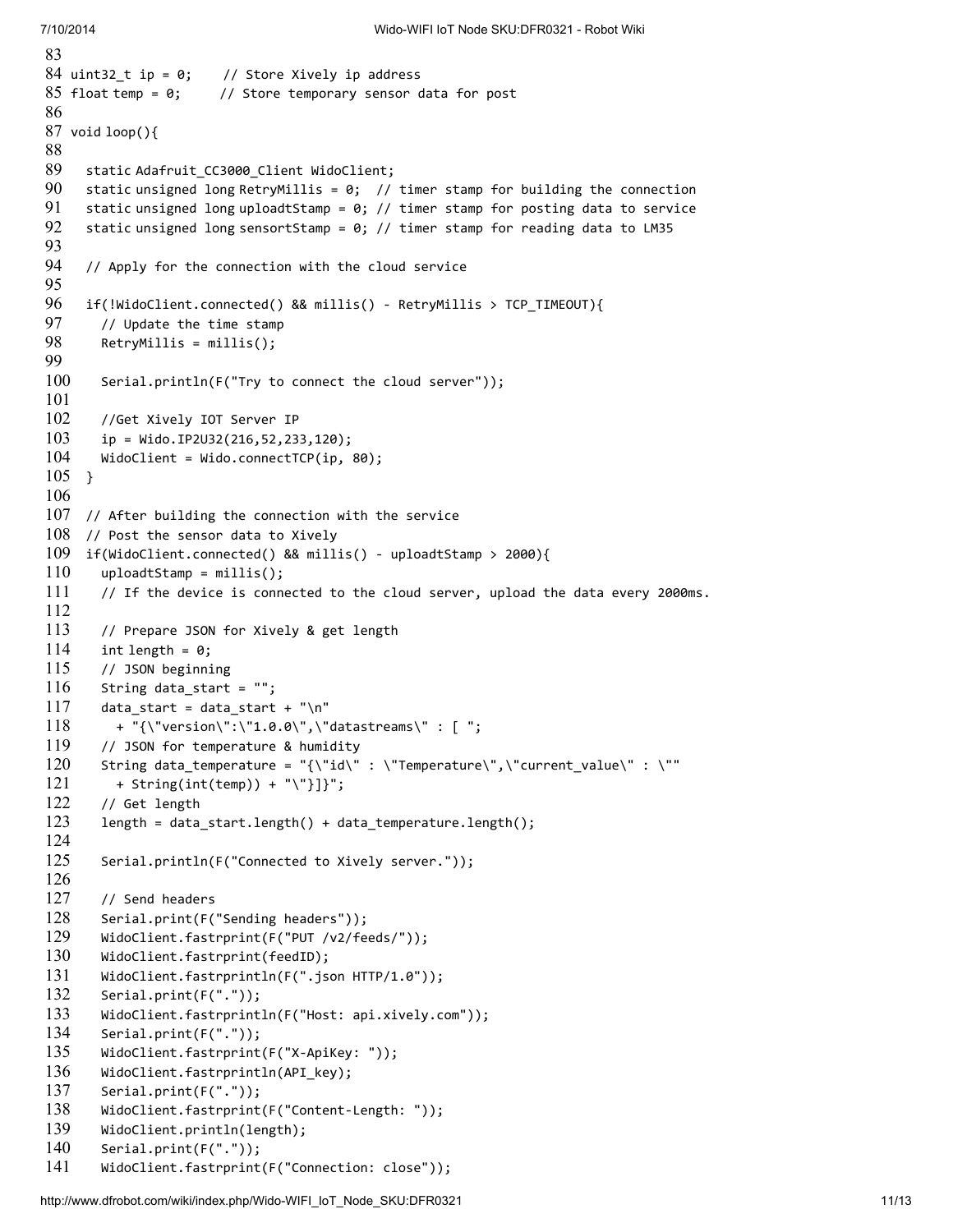```
83
84 uint32_t ip = 0;    // Store Xively ip address
85 float temp = 0;     // Store temporary sensor data for post
86
87 void loop(){
88
89   static Adafruit_CC3000_Client WidoClient;
90   static unsigned long RetryMillis = 0;  // timer stamp for building the connection
91   static unsigned long uploadtStamp = 0; // timer stamp for posting data to service
92   static unsigned long sensortStamp = 0; // timer stamp for reading data to LM35
93
94   // Apply for the connection with the cloud service
95
96   if(!WidoClient.connected() && millis() - RetryMillis > TCP_TIMEOUT){
97     // Update the time stamp
98     RetryMillis = millis();
99
100    Serial.println(F("Try to connect the cloud server"));
101
102    //Get Xively IOT Server IP
103    ip = Wido.IP2U32(216,52,233,120);
104    WidoClient = Wido.connectTCP(ip, 80);
105  }
106
107  // After building the connection with the service
108  // Post the sensor data to Xively
109  if(WidoClient.connected() && millis() - uploadtStamp > 2000){
110    uploadtStamp = millis();
111    // If the device is connected to the cloud server, upload the data every 2000ms.
112
113    // Prepare JSON for Xively & get length
114    int length = 0;
115    // JSON beginning
116    String data_start = "";
117    data_start = data_start + "\n"
118      + "{\"version\":\"1.0.0\",\"datastreams\" : [ ";
119    // JSON for temperature & humidity
120    String data_temperature = "{\"id\" : \"Temperature\",\"current_value\" : \""
121      + String(int(temp)) + "\"}]}";
122    // Get length
123    length = data_start.length() + data_temperature.length();
124
125    Serial.println(F("Connected to Xively server."));
126
127    // Send headers
128    Serial.print(F("Sending headers"));
129    WidoClient.fastrprint(F("PUT /v2/feeds/"));
130    WidoClient.fastrprint(feedID);
131    WidoClient.fastrprintln(F(".json HTTP/1.0"));
132    Serial.print(F("."));
133    WidoClient.fastrprintln(F("Host: api.xively.com"));
134    Serial.print(F("."));
135    WidoClient.fastrprint(F("X-ApiKey: "));
136    WidoClient.fastrprintln(API_key);
137    Serial.print(F("."));
138    WidoClient.fastrprint(F("Content-Length: "));
139    WidoClient.println(length);
140    Serial.print(F("."));
141    WidoClient.fastrprint(F("Connection: close"));
```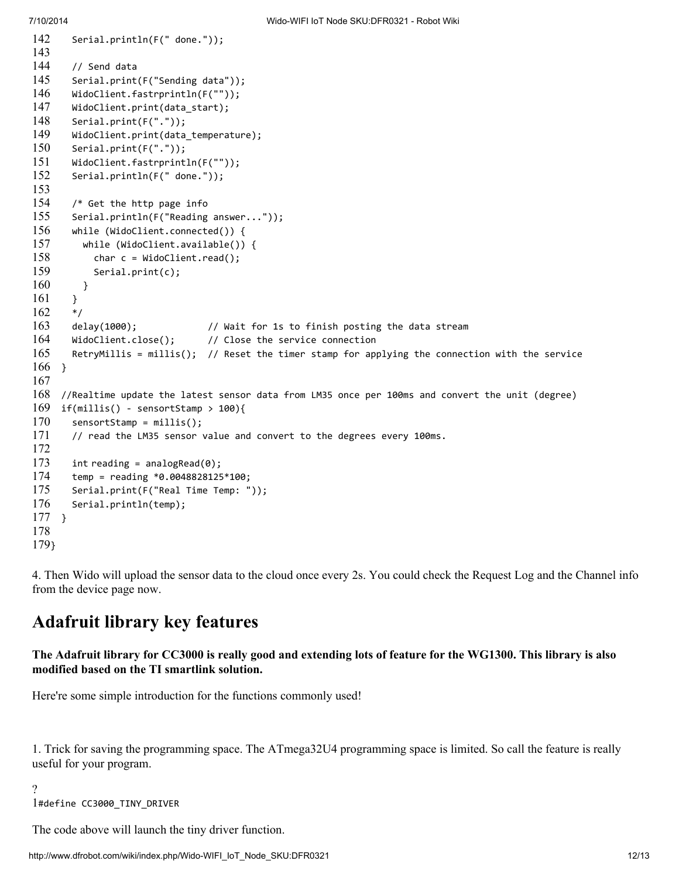```
142    Serial.println(F(" done."));
143
144    // Send data
145    Serial.print(F("Sending data"));
146    WidoClient.fastrprintln(F(""));
147    WidoClient.print(data_start);
148    Serial.print(F("."));
149    WidoClient.print(data_temperature);
150    Serial.print(F("."));
151    WidoClient.fastrprintln(F(""));
152    Serial.println(F(" done."));
153
154    /* Get the http page info
155    Serial.println(F("Reading answer..."));
156    while (WidoClient.connected()) {
157      while (WidoClient.available()) {
158        char c = WidoClient.read();
159        Serial.print(c);
160      }
161    }
162    */
163    delay(1000);             // Wait for 1s to finish posting the data stream
164    WidoClient.close();      // Close the service connection
165    RetryMillis = millis();  // Reset the timer stamp for applying the connection with the service
166  }
167
168  //Realtime update the latest sensor data from LM35 once per 100ms and convert the unit (degree)
169  if(millis() - sensortStamp > 100){
170    sensortStamp = millis();
171    // read the LM35 sensor value and convert to the degrees every 100ms.
172
173    int reading = analogRead(0);
174    temp = reading *0.0048828125*100;
175    Serial.print(F("Real Time Temp: "));
176    Serial.println(temp);
177  }
178
179}
```

4. Then Wido will upload the sensor data to the cloud once every 2s. You could check the Request Log and the Channel info from the device page now.

## Adafruit library key features

**The Adafruit library for CC3000 is really good and extending lots of feature for the WG1300. This library is also modified based on the TI smartlink solution.**

Here're some simple introduction for the functions commonly used!

1. Trick for saving the programming space. The ATmega32U4 programming space is limited. So call the feature is really useful for your program.

?

```
1#define CC3000_TINY_DRIVER
```

The code above will launch the tiny driver function.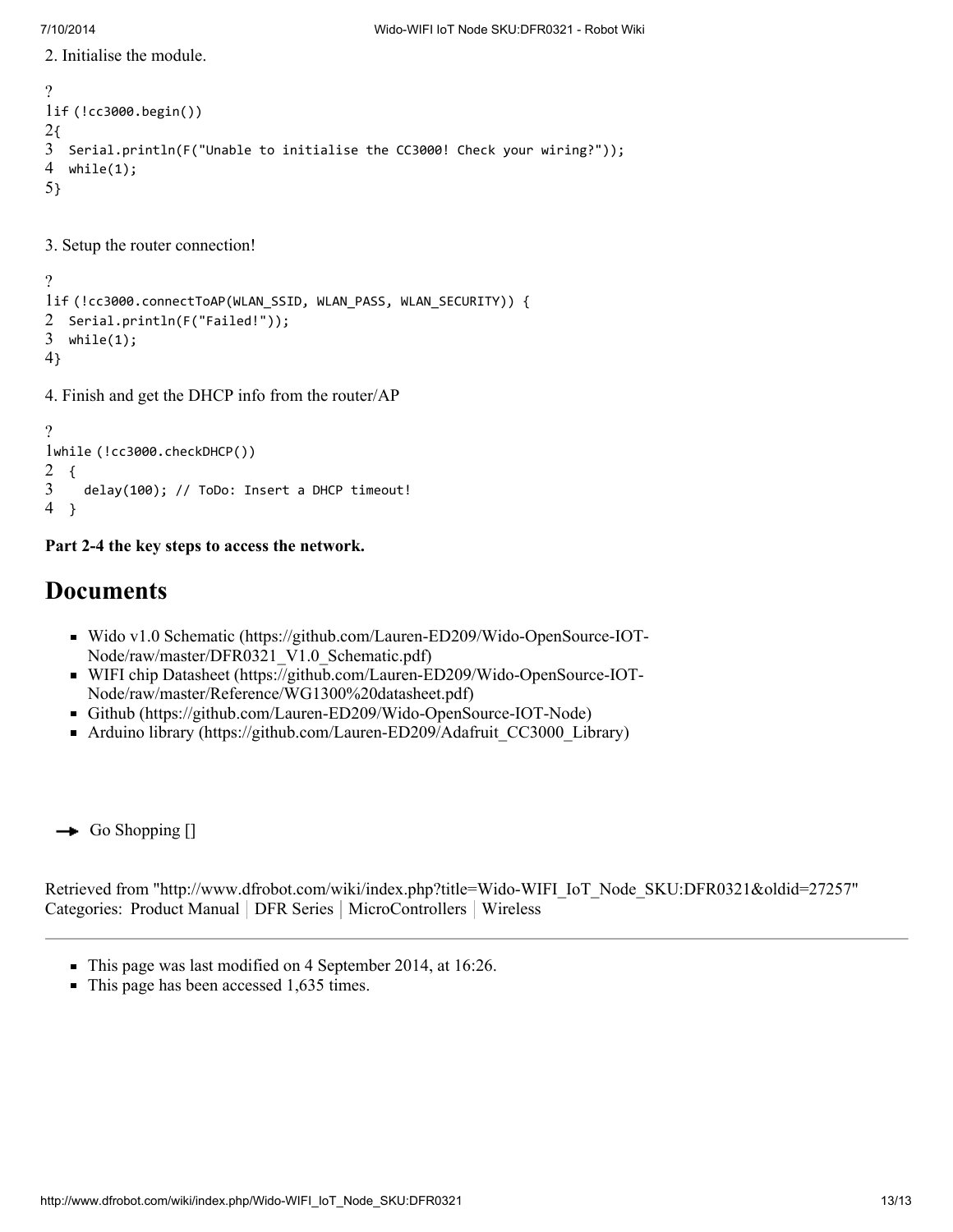2. Initialise the module.

```
if (!cc3000.begin())
{
  Serial.println(F("Unable to initialise the CC3000! Check your wiring?"));
  while(1);
}
```

3. Setup the router connection!

```
if (!cc3000.connectToAP(WLAN_SSID, WLAN_PASS, WLAN_SECURITY)) {
  Serial.println(F("Failed!"));
  while(1);
}
```

4. Finish and get the DHCP info from the router/AP

```
while (!cc3000.checkDHCP())
  {
    delay(100); // ToDo: Insert a DHCP timeout!
  }
```

**Part 2-4 the key steps to access the network.**

# Documents

- Wido v1.0 Schematic (https://github.com/Lauren-ED209/Wido-OpenSource-IOT-Node/raw/master/DFR0321_V1.0_Schematic.pdf)
- WIFI chip Datasheet (https://github.com/Lauren-ED209/Wido-OpenSource-IOT-Node/raw/master/Reference/WG1300%20datasheet.pdf)
- Github (https://github.com/Lauren-ED209/Wido-OpenSource-IOT-Node)
- Arduino library (https://github.com/Lauren-ED209/Adafruit_CC3000_Library)

→ Go Shopping []

Retrieved from "http://www.dfrobot.com/wiki/index.php?title=Wido-WIFI_IoT_Node_SKU:DFR0321&oldid=27257"
Categories: Product Manual | DFR Series | MicroControllers | Wireless

- This page was last modified on 4 September 2014, at 16:26.
- This page has been accessed 1,635 times.